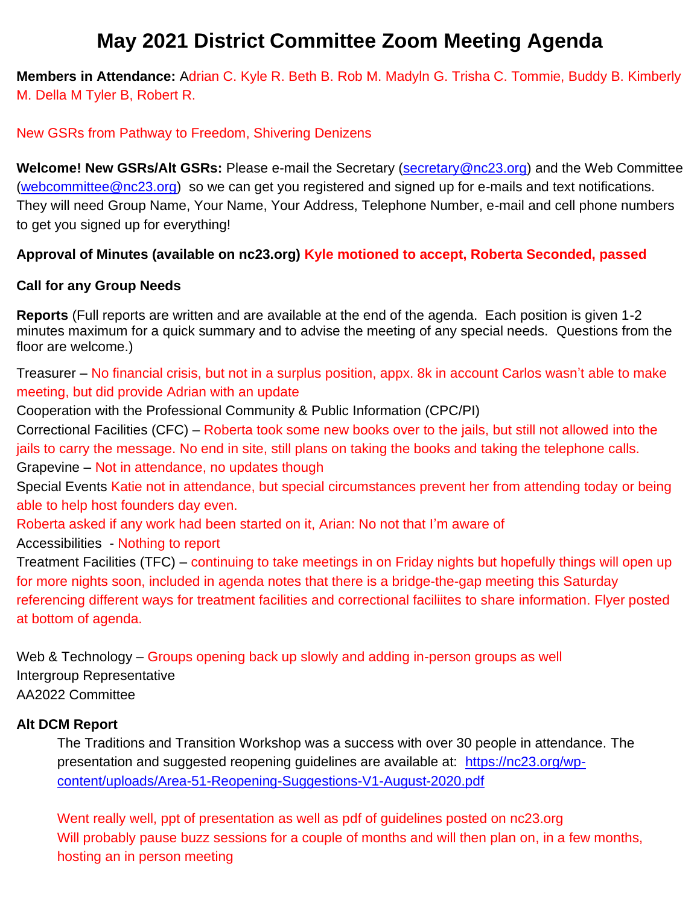# May 2021 District Committee Zoom Meeting Agenda

**Members in Attendance:** Adrian C. Kyle R. Beth B. Rob M. Madyln G. Trisha C. Tommie, Buddy B. Kimberly M. Della M Tyler B, Robert R.

New GSRs from Pathway to Freedom, Shivering Denizens

**Welcome! New GSRs/Alt GSRs:** Please e-mail the Secretary (secretary@nc23.org) and the Web Committee (webcommittee@nc23.org) so we can get you registered and signed up for e-mails and text notifications. They will need Group Name, Your Name, Your Address, Telephone Number, e-mail and cell phone numbers to get you signed up for everything!

**Approval of Minutes (available on nc23.org) Kyle motioned to accept, Roberta Seconded, passed**

**Call for any Group Needs**

**Reports** (Full reports are written and are available at the end of the agenda. Each position is given 1-2 minutes maximum for a quick summary and to advise the meeting of any special needs. Questions from the floor are welcome.)

Treasurer – No financial crisis, but not in a surplus position, appx. 8k in account Carlos wasn't able to make meeting, but did provide Adrian with an update

Cooperation with the Professional Community & Public Information (CPC/PI)

Correctional Facilities (CFC) – Roberta took some new books over to the jails, but still not allowed into the jails to carry the message. No end in site, still plans on taking the books and taking the telephone calls.

Grapevine – Not in attendance, no updates though

Special Events Katie not in attendance, but special circumstances prevent her from attending today or being able to help host founders day even.

Roberta asked if any work had been started on it, Arian: No not that I'm aware of

Accessibilities - Nothing to report

Treatment Facilities (TFC) – continuing to take meetings in on Friday nights but hopefully things will open up for more nights soon, included in agenda notes that there is a bridge-the-gap meeting this Saturday referencing different ways for treatment facilities and correctional faciliites to share information. Flyer posted at bottom of agenda.

Web & Technology – Groups opening back up slowly and adding in-person groups as well

Intergroup Representative

AA2022 Committee

**Alt DCM Report**

The Traditions and Transition Workshop was a success with over 30 people in attendance. The presentation and suggested reopening guidelines are available at: https://nc23.org/wp-content/uploads/Area-51-Reopening-Suggestions-V1-August-2020.pdf

Went really well, ppt of presentation as well as pdf of guidelines posted on nc23.org

Will probably pause buzz sessions for a couple of months and will then plan on, in a few months, hosting an in person meeting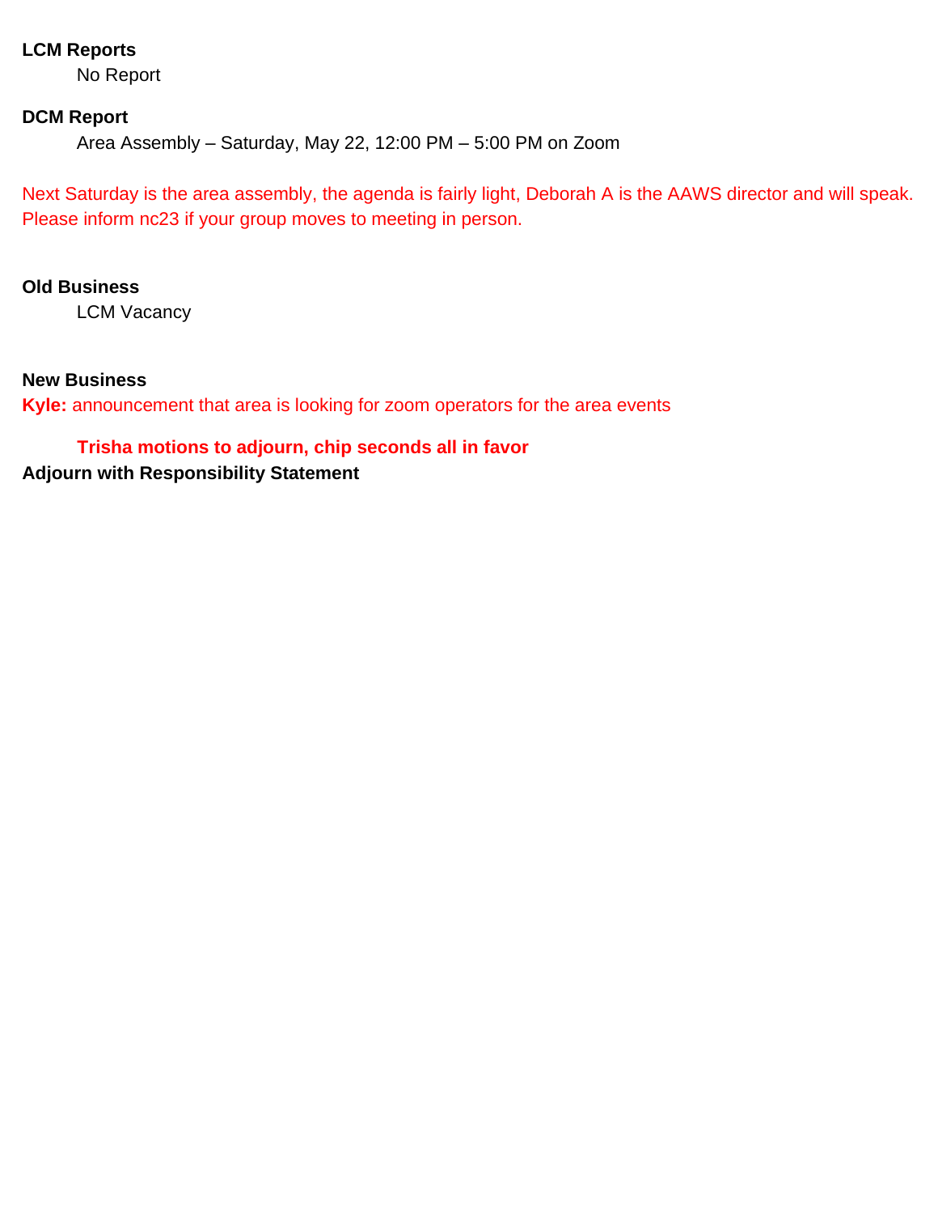**LCM Reports**

No Report

**DCM Report**

Area Assembly – Saturday, May 22, 12:00 PM – 5:00 PM on Zoom

Next Saturday is the area assembly, the agenda is fairly light, Deborah A is the AAWS director and will speak. Please inform nc23 if your group moves to meeting in person.

**Old Business**

LCM Vacancy

**New Business**

**Kyle:** announcement that area is looking for zoom operators for the area events

**Trisha motions to adjourn, chip seconds all in favor**

**Adjourn with Responsibility Statement**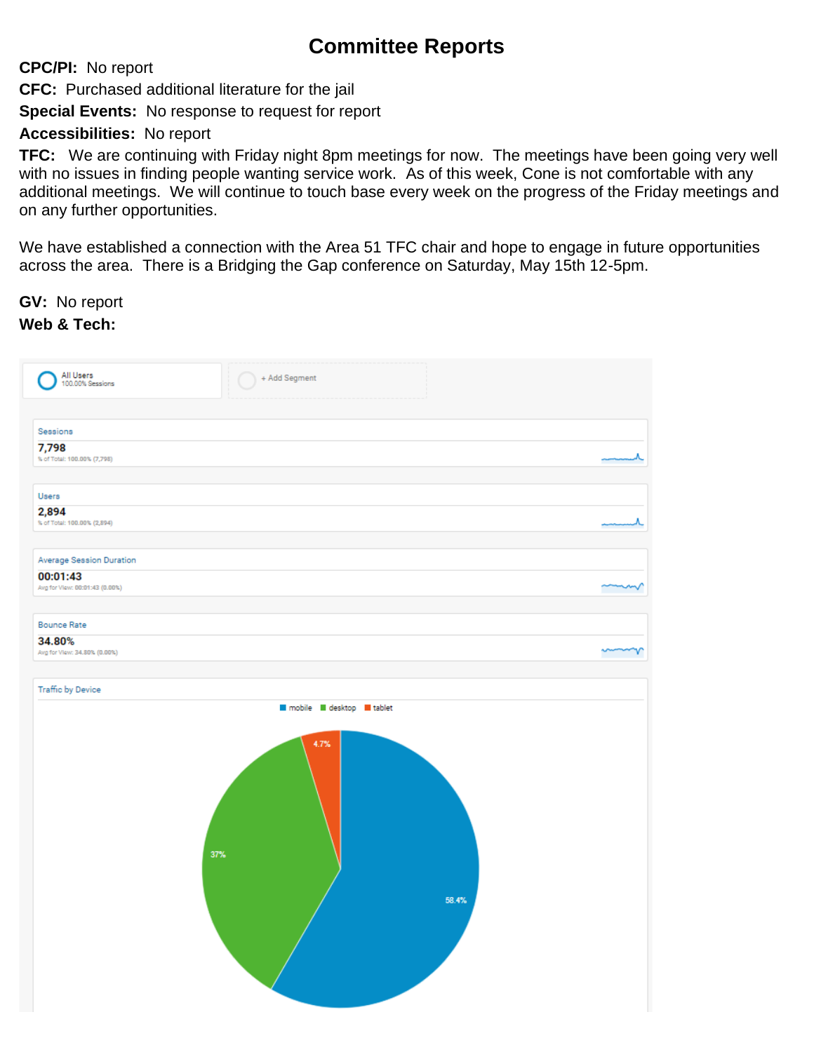# Committee Reports

**CPC/PI:** No report

**CFC:** Purchased additional literature for the jail

**Special Events:** No response to request for report

**Accessibilities:** No report

**TFC:** We are continuing with Friday night 8pm meetings for now. The meetings have been going very well with no issues in finding people wanting service work. As of this week, Cone is not comfortable with any additional meetings. We will continue to touch base every week on the progress of the Friday meetings and on any further opportunities.

We have established a connection with the Area 51 TFC chair and hope to engage in future opportunities across the area. There is a Bridging the Gap conference on Saturday, May 15th 12-5pm.

**GV:** No report

**Web & Tech:**

All Users
100.00% Sessions

+ Add Segment

Sessions
7,798
% of Total: 100.00% (7,798)

Users
2,894
% of Total: 100.00% (2,894)

Average Session Duration
00:01:43
Avg for View: 00:01:43 (0.00%)

Bounce Rate
34.80%
Avg for View: 34.80% (0.00%)

Traffic by Device

mobile desktop tablet

58.4%
37%
4.7%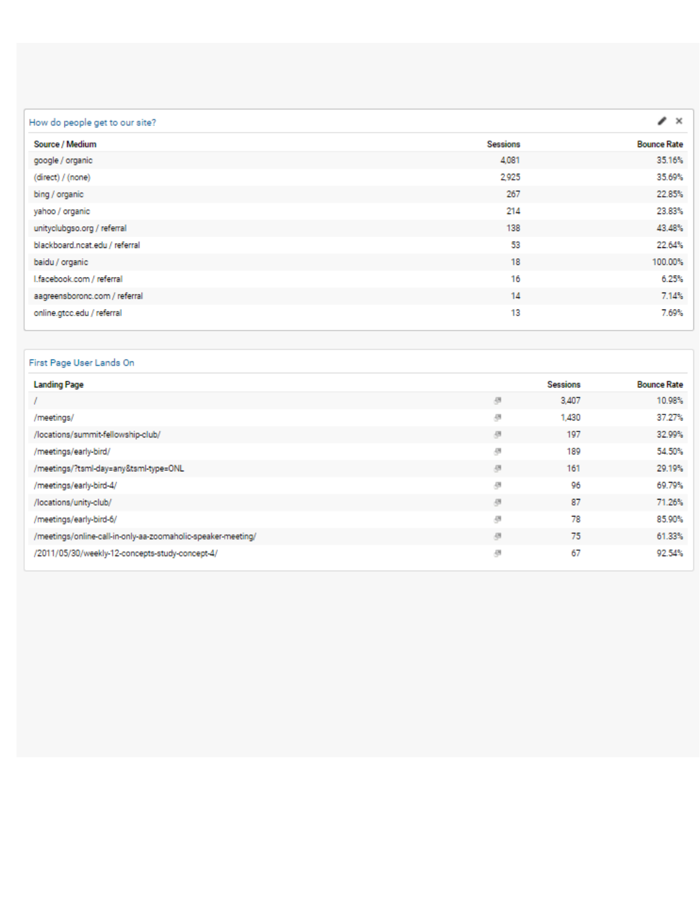### How do people get to our site?

| Source / Medium | Sessions | Bounce Rate |
|---|---|---|
| google / organic | 4,081 | 35.16% |
| (direct) / (none) | 2,925 | 35.69% |
| bing / organic | 267 | 22.85% |
| yahoo / organic | 214 | 23.83% |
| unityclubgso.org / referral | 138 | 43.48% |
| blackboard.ncat.edu / referral | 53 | 22.64% |
| baidu / organic | 18 | 100.00% |
| l.facebook.com / referral | 16 | 6.25% |
| aagreensboronc.com / referral | 14 | 7.14% |
| online.gtcc.edu / referral | 13 | 7.69% |

### First Page User Lands On

| Landing Page | Sessions | Bounce Rate |
|---|---|---|
| / | 3,407 | 10.98% |
| /meetings/ | 1,430 | 37.27% |
| /locations/summit-fellowship-club/ | 197 | 32.99% |
| /meetings/early-bird/ | 189 | 54.50% |
| /meetings/?tsml-day=any&tsml-type=ONL | 161 | 29.19% |
| /meetings/early-bird-4/ | 96 | 69.79% |
| /locations/unity-club/ | 87 | 71.26% |
| /meetings/early-bird-6/ | 78 | 85.90% |
| /meetings/online-call-in-only-aa-zoomaholic-speaker-meeting/ | 75 | 61.33% |
| /2011/05/30/weekly-12-concepts-study-concept-4/ | 67 | 92.54% |